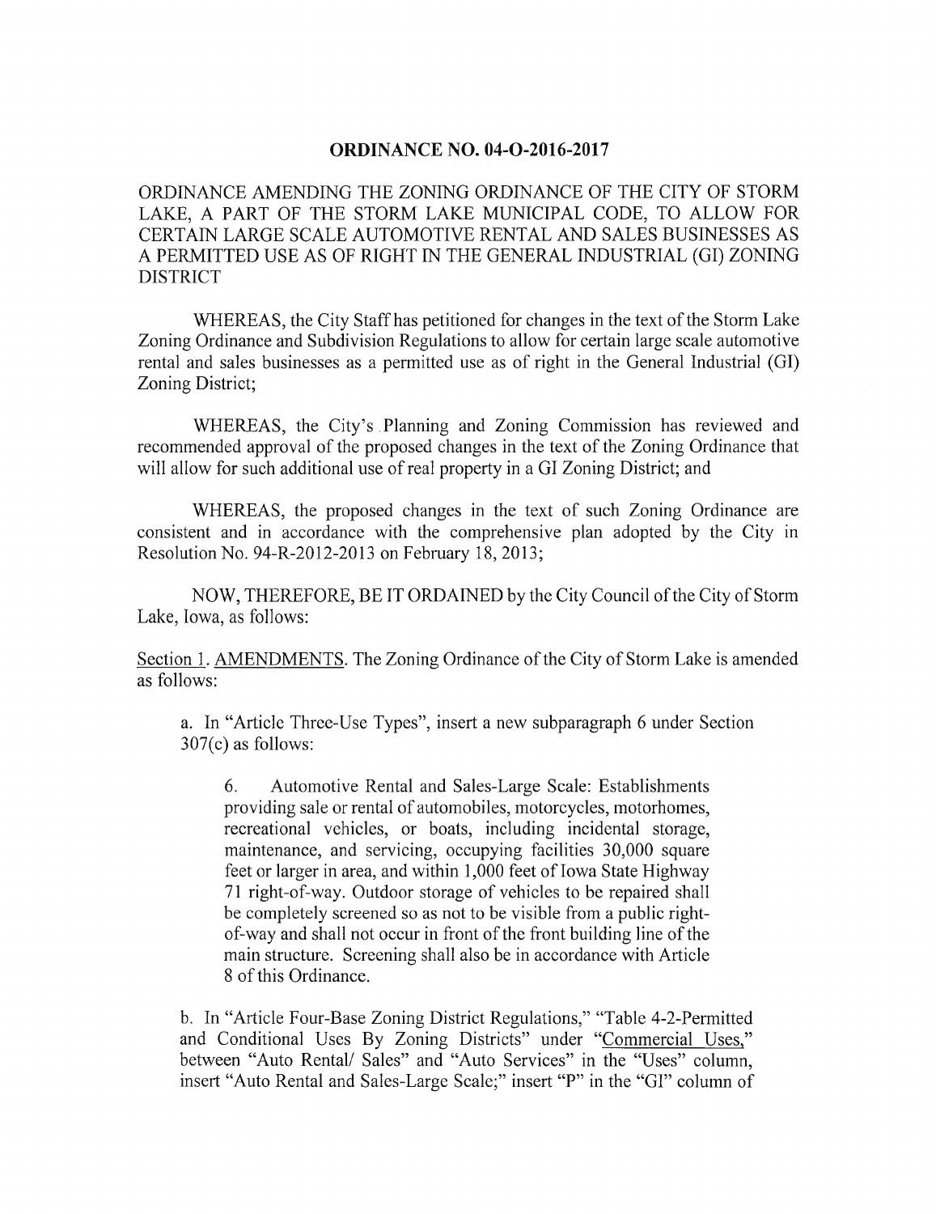# ORDINANCE NO. 04-O-2016-2017

ORDINANCE AMENDING THE ZONING ORDINANCE OF THE CITY OF STORM LAKE, A PART OF THE STORM LAKE MUNICIPAL CODE, TO ALLOW FOR CERTAIN LARGE SCALE AUTOMOTIVE RENTAL AND SALES BUSINESSES AS A PERMITTED USE AS OF RIGHT IN THE GENERAL INDUSTRIAL (GI) ZONING DISTRICT

WHEREAS, the City Staff has petitioned for changes in the text of the Storm Lake Zoning Ordinance and Subdivision Regulations to allow for certain large scale automotive rental and sales businesses as a permitted use as of right in the General Industrial (GI) Zoning District;

WHEREAS, the City's Planning and Zoning Commission has reviewed and recommended approval of the proposed changes in the text of the Zoning Ordinance that will allow for such additional use of real property in a GI Zoning District; and

WHEREAS, the proposed changes in the text of such Zoning Ordinance are consistent and in accordance with the comprehensive plan adopted by the City in Resolution No. 94-R-2012-2013 on February 18, 2013;

NOW, THEREFORE, BE IT ORDAINED by the City Council of the City of Storm Lake, Iowa, as follows:

Section 1. AMENDMENTS. The Zoning Ordinance of the City of Storm Lake is amended as follows:

a. In "Article Three-Use Types", insert a new subparagraph 6 under Section 307(c) as follows:

> 6. Automotive Rental and Sales-Large Scale: Establishments providing sale or rental of automobiles, motorcycles, motorhomes, recreational vehicles, or boats, including incidental storage, maintenance, and servicing, occupying facilities 30,000 square feet or larger in area, and within 1,000 feet of Iowa State Highway 71 right-of-way. Outdoor storage of vehicles to be repaired shall be completely screened so as not to be visible from a public right-of-way and shall not occur in front of the front building line of the main structure. Screening shall also be in accordance with Article 8 of this Ordinance.

b. In "Article Four-Base Zoning District Regulations," "Table 4-2-Permitted and Conditional Uses By Zoning Districts" under "Commercial Uses," between "Auto Rental/ Sales" and "Auto Services" in the "Uses" column, insert "Auto Rental and Sales-Large Scale;" insert "P" in the "GI" column of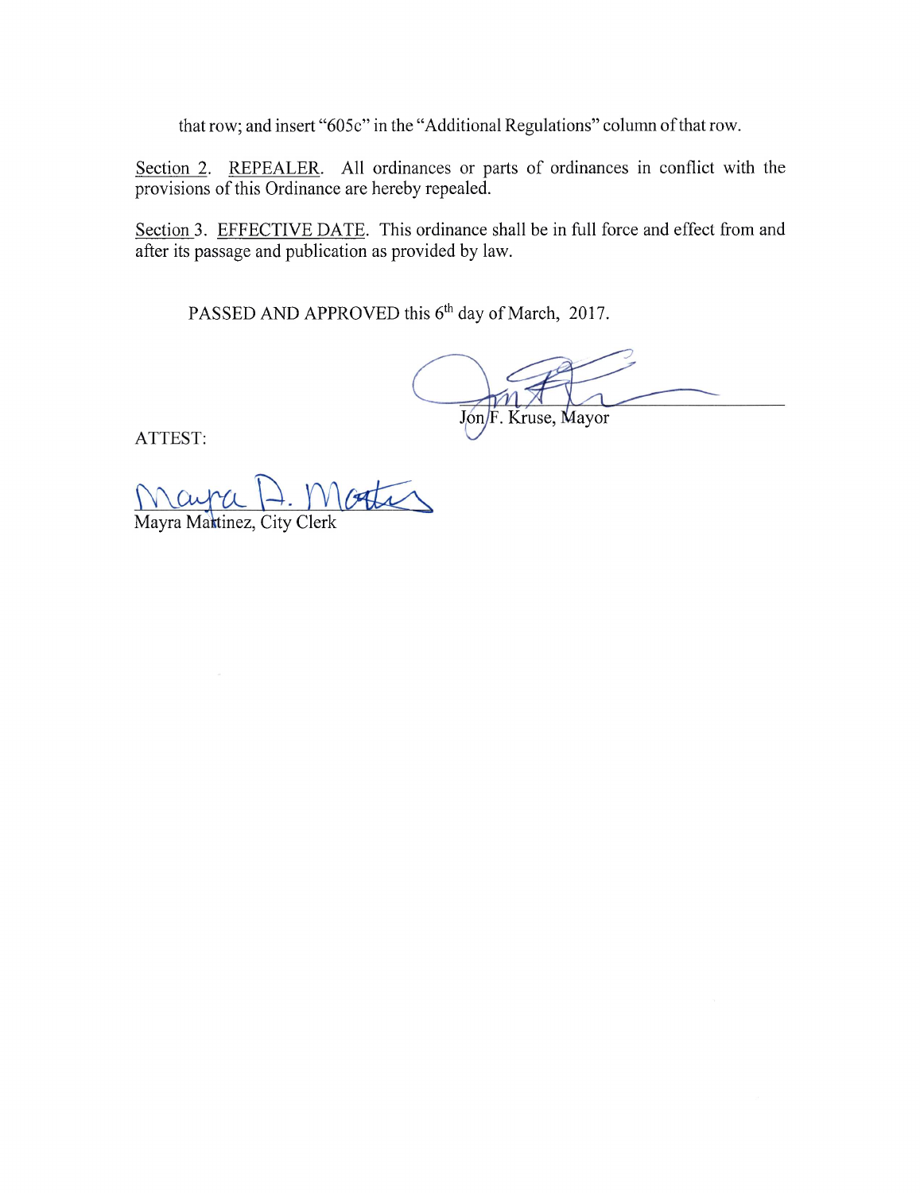that row; and insert "605c" in the "Additional Regulations" column of that row.

Section 2. REPEALER. All ordinances or parts of ordinances in conflict with the provisions of this Ordinance are hereby repealed.

Section 3. EFFECTIVE DATE. This ordinance shall be in full force and effect from and after its passage and publication as provided by law.

PASSED AND APPROVED this 6th day of March, 2017.

Jon F. Kruse, Mayor

ATTEST:

Mayra Martinez, City Clerk